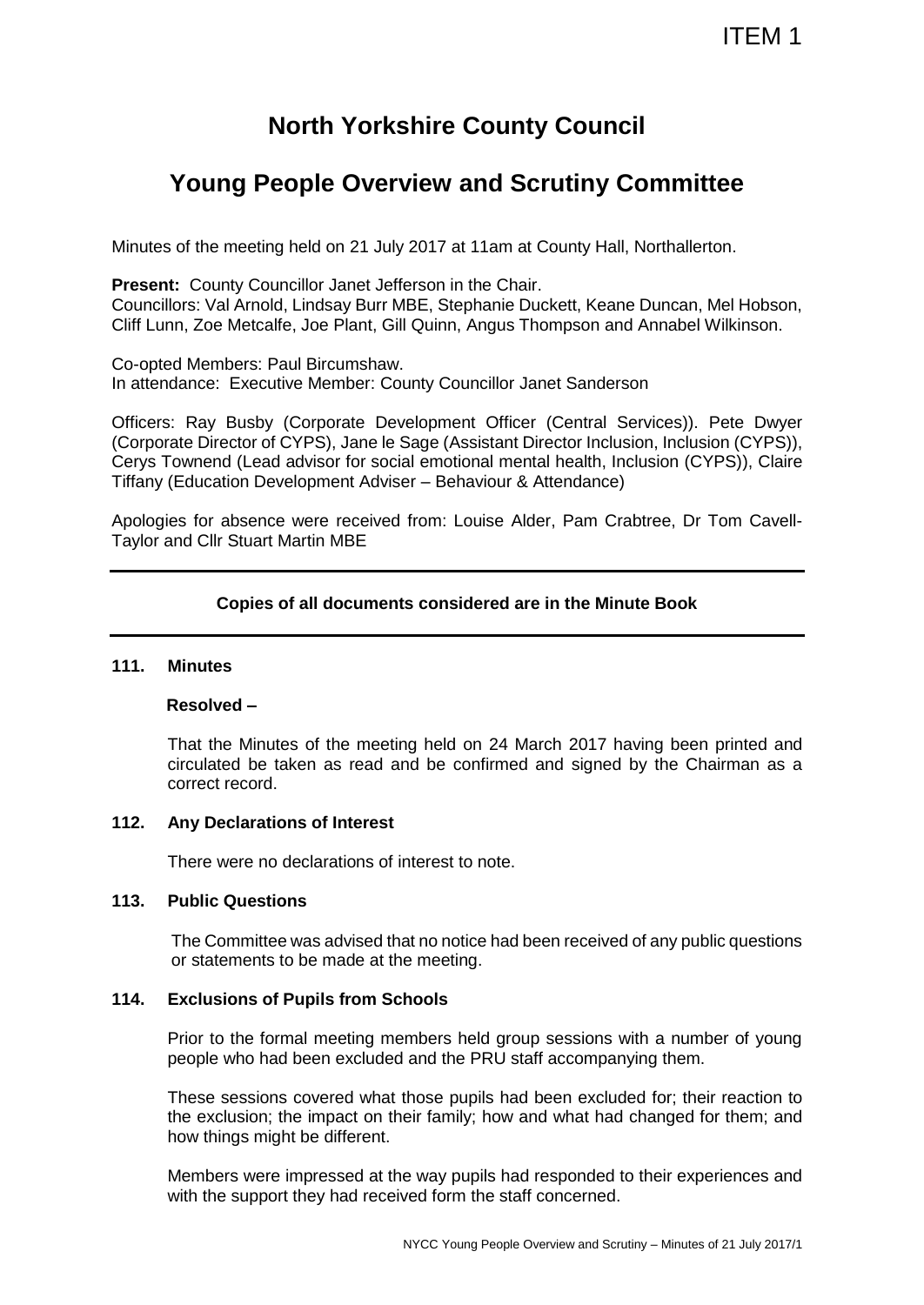ITEM 1

# North Yorkshire County Council

## Young People Overview and Scrutiny Committee

Minutes of the meeting held on 21 July 2017 at 11am at County Hall, Northallerton.

**Present:** County Councillor Janet Jefferson in the Chair.
Councillors: Val Arnold, Lindsay Burr MBE, Stephanie Duckett, Keane Duncan, Mel Hobson, Cliff Lunn, Zoe Metcalfe, Joe Plant, Gill Quinn, Angus Thompson and Annabel Wilkinson.

Co-opted Members: Paul Bircumshaw.
In attendance: Executive Member: County Councillor Janet Sanderson

Officers: Ray Busby (Corporate Development Officer (Central Services)). Pete Dwyer (Corporate Director of CYPS), Jane le Sage (Assistant Director Inclusion, Inclusion (CYPS)), Cerys Townend (Lead advisor for social emotional mental health, Inclusion (CYPS)), Claire Tiffany (Education Development Adviser – Behaviour & Attendance)

Apologies for absence were received from: Louise Alder, Pam Crabtree, Dr Tom Cavell-Taylor and Cllr Stuart Martin MBE

---

**Copies of all documents considered are in the Minute Book**

---

### 111. Minutes

**Resolved –**

That the Minutes of the meeting held on 24 March 2017 having been printed and circulated be taken as read and be confirmed and signed by the Chairman as a correct record.

### 112. Any Declarations of Interest

There were no declarations of interest to note.

### 113. Public Questions

The Committee was advised that no notice had been received of any public questions or statements to be made at the meeting.

### 114. Exclusions of Pupils from Schools

Prior to the formal meeting members held group sessions with a number of young people who had been excluded and the PRU staff accompanying them.

These sessions covered what those pupils had been excluded for; their reaction to the exclusion; the impact on their family; how and what had changed for them; and how things might be different.

Members were impressed at the way pupils had responded to their experiences and with the support they had received form the staff concerned.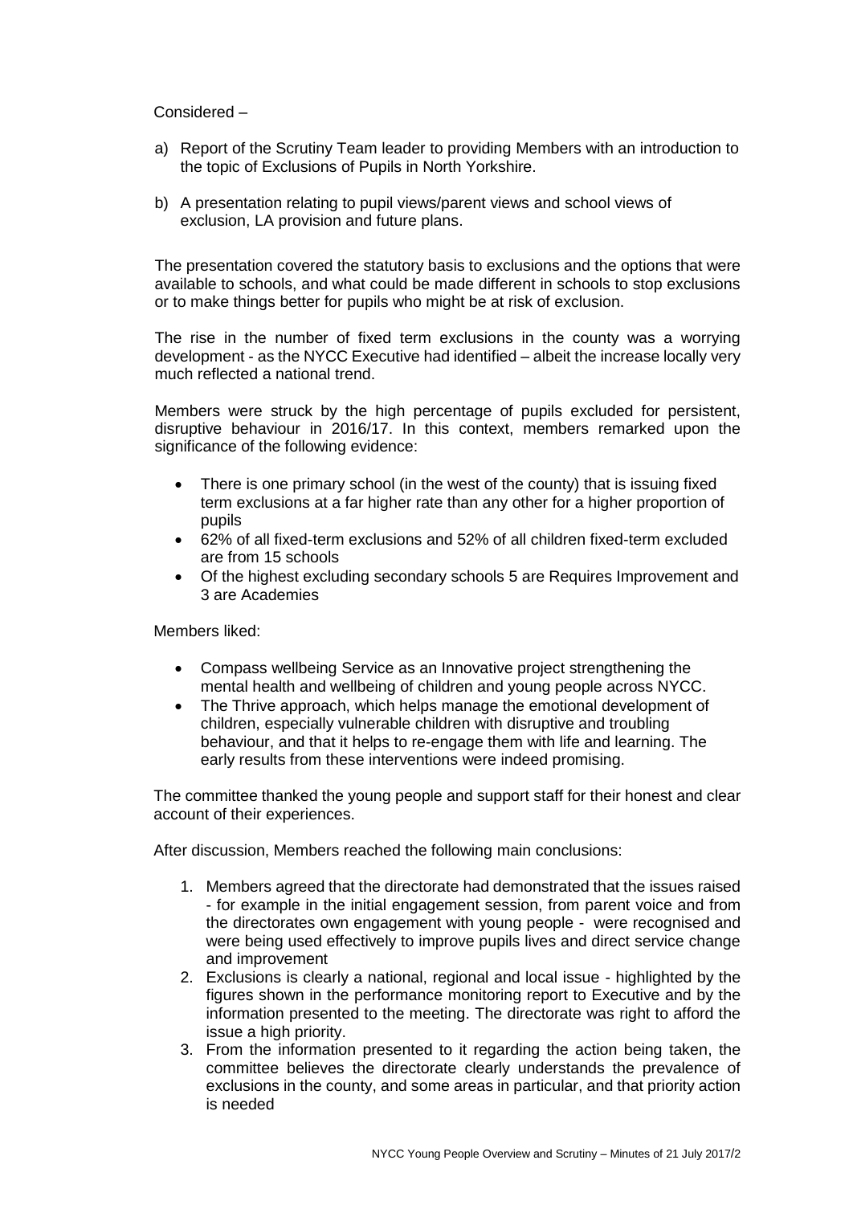Considered –

a) Report of the Scrutiny Team leader to providing Members with an introduction to the topic of Exclusions of Pupils in North Yorkshire.

b) A presentation relating to pupil views/parent views and school views of exclusion, LA provision and future plans.

The presentation covered the statutory basis to exclusions and the options that were available to schools, and what could be made different in schools to stop exclusions or to make things better for pupils who might be at risk of exclusion.

The rise in the number of fixed term exclusions in the county was a worrying development - as the NYCC Executive had identified – albeit the increase locally very much reflected a national trend.

Members were struck by the high percentage of pupils excluded for persistent, disruptive behaviour in 2016/17. In this context, members remarked upon the significance of the following evidence:

- There is one primary school (in the west of the county) that is issuing fixed term exclusions at a far higher rate than any other for a higher proportion of pupils
- 62% of all fixed-term exclusions and 52% of all children fixed-term excluded are from 15 schools
- Of the highest excluding secondary schools 5 are Requires Improvement and 3 are Academies

Members liked:

- Compass wellbeing Service as an Innovative project strengthening the mental health and wellbeing of children and young people across NYCC.
- The Thrive approach, which helps manage the emotional development of children, especially vulnerable children with disruptive and troubling behaviour, and that it helps to re-engage them with life and learning. The early results from these interventions were indeed promising.

The committee thanked the young people and support staff for their honest and clear account of their experiences.

After discussion, Members reached the following main conclusions:

1. Members agreed that the directorate had demonstrated that the issues raised - for example in the initial engagement session, from parent voice and from the directorates own engagement with young people - were recognised and were being used effectively to improve pupils lives and direct service change and improvement
2. Exclusions is clearly a national, regional and local issue - highlighted by the figures shown in the performance monitoring report to Executive and by the information presented to the meeting. The directorate was right to afford the issue a high priority.
3. From the information presented to it regarding the action being taken, the committee believes the directorate clearly understands the prevalence of exclusions in the county, and some areas in particular, and that priority action is needed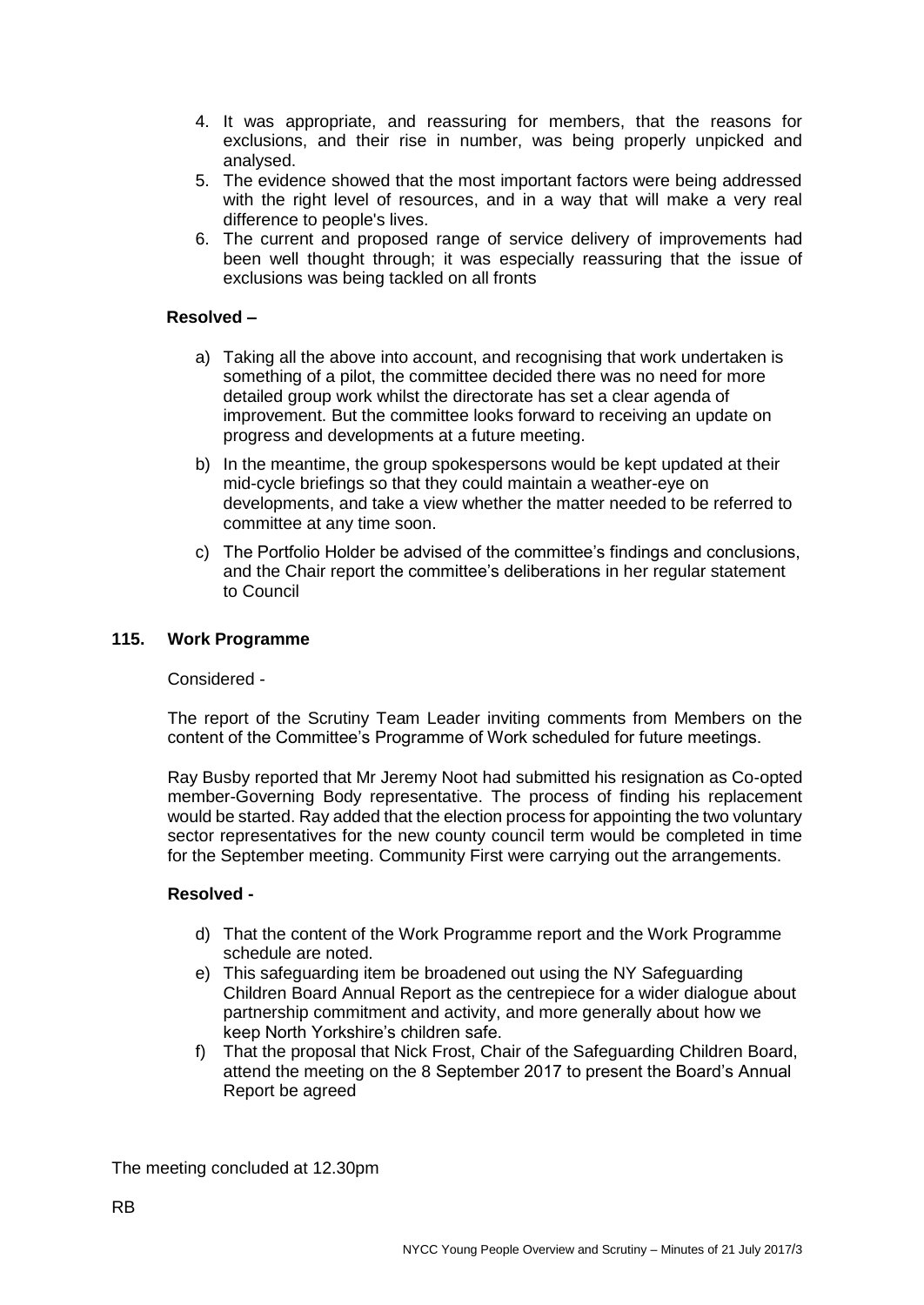4. It was appropriate, and reassuring for members, that the reasons for exclusions, and their rise in number, was being properly unpicked and analysed.
5. The evidence showed that the most important factors were being addressed with the right level of resources, and in a way that will make a very real difference to people's lives.
6. The current and proposed range of service delivery of improvements had been well thought through; it was especially reassuring that the issue of exclusions was being tackled on all fronts

**Resolved –**

a) Taking all the above into account, and recognising that work undertaken is something of a pilot, the committee decided there was no need for more detailed group work whilst the directorate has set a clear agenda of improvement. But the committee looks forward to receiving an update on progress and developments at a future meeting.

b) In the meantime, the group spokespersons would be kept updated at their mid-cycle briefings so that they could maintain a weather-eye on developments, and take a view whether the matter needed to be referred to committee at any time soon.

c) The Portfolio Holder be advised of the committee's findings and conclusions, and the Chair report the committee's deliberations in her regular statement to Council

**115. Work Programme**

Considered -

The report of the Scrutiny Team Leader inviting comments from Members on the content of the Committee's Programme of Work scheduled for future meetings.

Ray Busby reported that Mr Jeremy Noot had submitted his resignation as Co-opted member-Governing Body representative. The process of finding his replacement would be started. Ray added that the election process for appointing the two voluntary sector representatives for the new county council term would be completed in time for the September meeting. Community First were carrying out the arrangements.

**Resolved -**

d) That the content of the Work Programme report and the Work Programme schedule are noted.
e) This safeguarding item be broadened out using the NY Safeguarding Children Board Annual Report as the centrepiece for a wider dialogue about partnership commitment and activity, and more generally about how we keep North Yorkshire's children safe.
f) That the proposal that Nick Frost, Chair of the Safeguarding Children Board, attend the meeting on the 8 September 2017 to present the Board's Annual Report be agreed

The meeting concluded at 12.30pm

RB